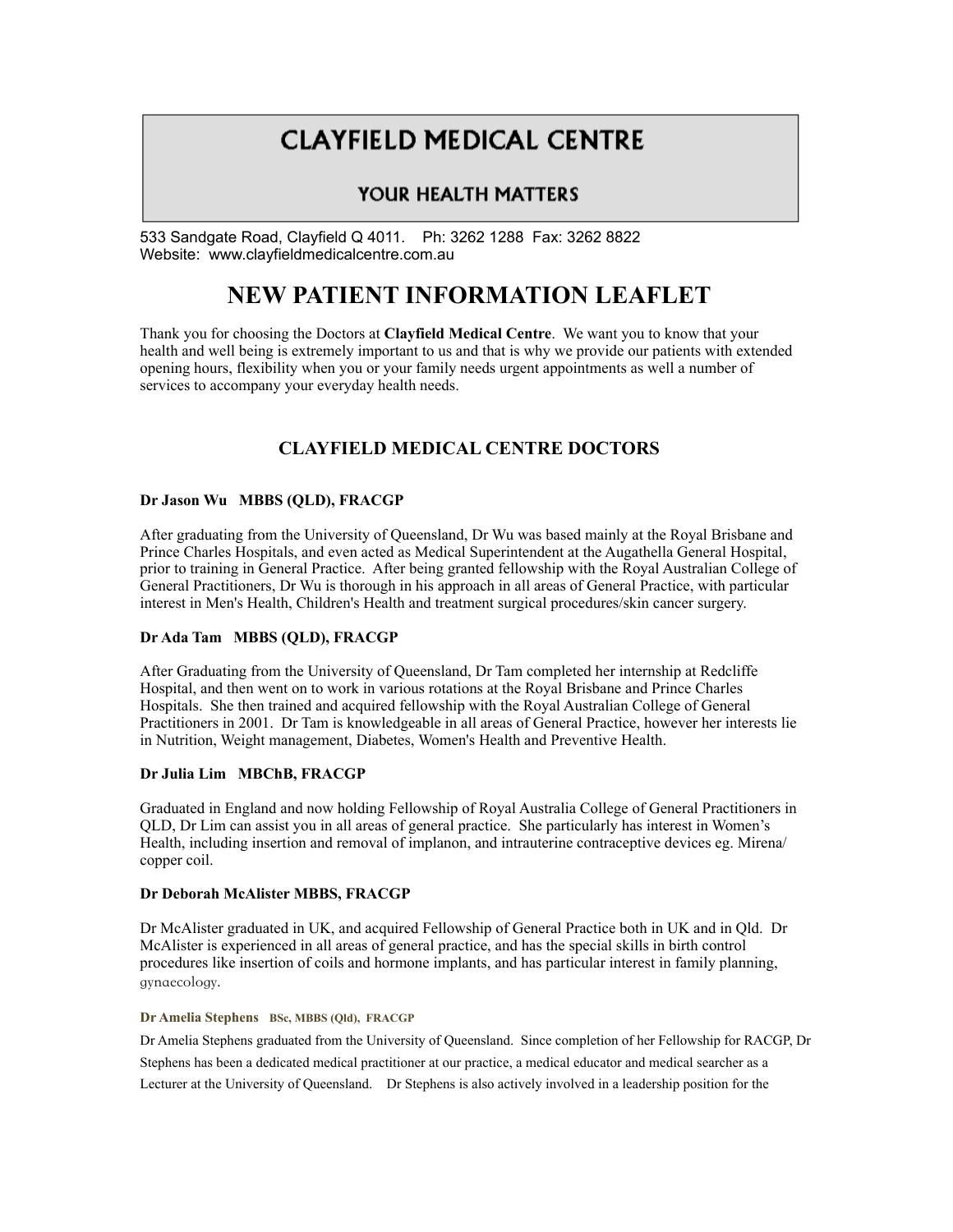# CLAYFIELD MEDICAL CENTRE

## YOUR HEALTH MATTERS

533 Sandgate Road, Clayfield Q 4011. Ph: 3262 1288 Fax: 3262 8822
Website: www.clayfieldmedicalcentre.com.au

# NEW PATIENT INFORMATION LEAFLET

Thank you for choosing the Doctors at **Clayfield Medical Centre**. We want you to know that your health and well being is extremely important to us and that is why we provide our patients with extended opening hours, flexibility when you or your family needs urgent appointments as well a number of services to accompany your everyday health needs.

## CLAYFIELD MEDICAL CENTRE DOCTORS

**Dr Jason Wu MBBS (QLD), FRACGP**

After graduating from the University of Queensland, Dr Wu was based mainly at the Royal Brisbane and Prince Charles Hospitals, and even acted as Medical Superintendent at the Augathella General Hospital, prior to training in General Practice. After being granted fellowship with the Royal Australian College of General Practitioners, Dr Wu is thorough in his approach in all areas of General Practice, with particular interest in Men's Health, Children's Health and treatment surgical procedures/skin cancer surgery.

**Dr Ada Tam MBBS (QLD), FRACGP**

After Graduating from the University of Queensland, Dr Tam completed her internship at Redcliffe Hospital, and then went on to work in various rotations at the Royal Brisbane and Prince Charles Hospitals. She then trained and acquired fellowship with the Royal Australian College of General Practitioners in 2001. Dr Tam is knowledgeable in all areas of General Practice, however her interests lie in Nutrition, Weight management, Diabetes, Women's Health and Preventive Health.

**Dr Julia Lim MBChB, FRACGP**

Graduated in England and now holding Fellowship of Royal Australia College of General Practitioners in QLD, Dr Lim can assist you in all areas of general practice. She particularly has interest in Women's Health, including insertion and removal of implanon, and intrauterine contraceptive devices eg. Mirena/ copper coil.

**Dr Deborah McAlister MBBS, FRACGP**

Dr McAlister graduated in UK, and acquired Fellowship of General Practice both in UK and in Qld. Dr McAlister is experienced in all areas of general practice, and has the special skills in birth control procedures like insertion of coils and hormone implants, and has particular interest in family planning, gynaecology.

**Dr Amelia Stephens BSc, MBBS (Qld), FRACGP**

Dr Amelia Stephens graduated from the University of Queensland. Since completion of her Fellowship for RACGP, Dr Stephens has been a dedicated medical practitioner at our practice, a medical educator and medical searcher as a Lecturer at the University of Queensland. Dr Stephens is also actively involved in a leadership position for the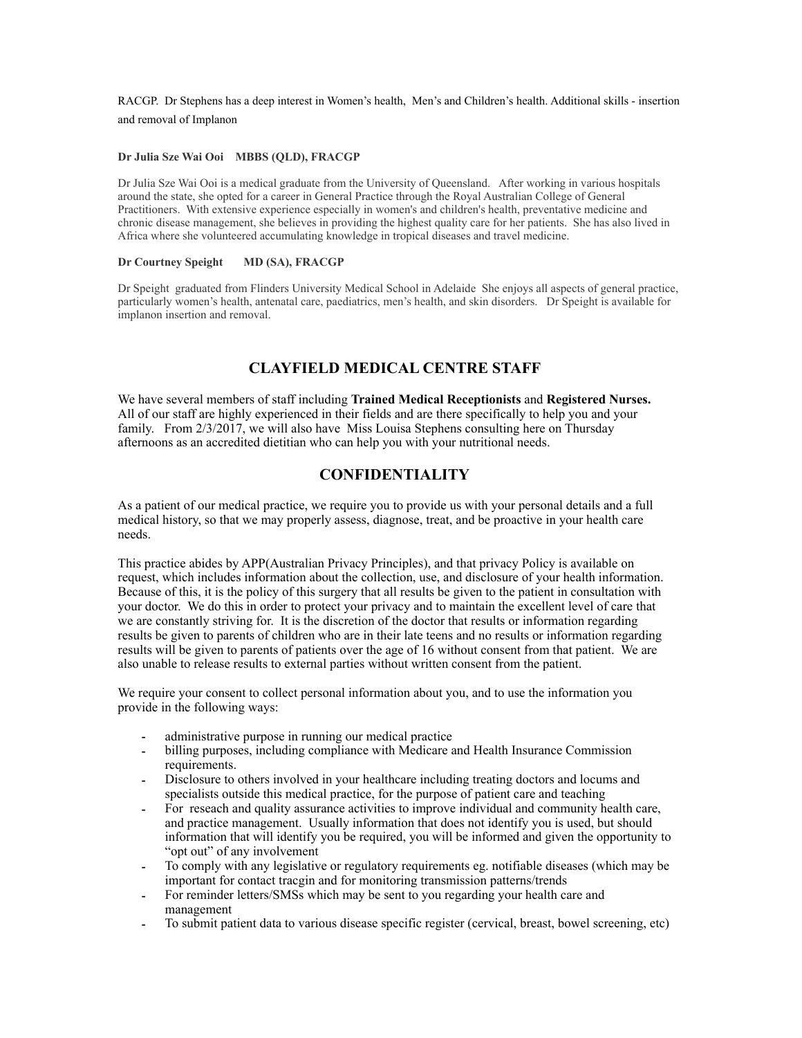RACGP. Dr Stephens has a deep interest in Women's health, Men's and Children's health. Additional skills - insertion and removal of Implanon

**Dr Julia Sze Wai Ooi MBBS (QLD), FRACGP**

Dr Julia Sze Wai Ooi is a medical graduate from the University of Queensland. After working in various hospitals around the state, she opted for a career in General Practice through the Royal Australian College of General Practitioners. With extensive experience especially in women's and children's health, preventative medicine and chronic disease management, she believes in providing the highest quality care for her patients. She has also lived in Africa where she volunteered accumulating knowledge in tropical diseases and travel medicine.

**Dr Courtney Speight MD (SA), FRACGP**

Dr Speight graduated from Flinders University Medical School in Adelaide She enjoys all aspects of general practice, particularly women's health, antenatal care, paediatrics, men's health, and skin disorders. Dr Speight is available for implanon insertion and removal.

## CLAYFIELD MEDICAL CENTRE STAFF

We have several members of staff including **Trained Medical Receptionists** and **Registered Nurses.** All of our staff are highly experienced in their fields and are there specifically to help you and your family. From 2/3/2017, we will also have Miss Louisa Stephens consulting here on Thursday afternoons as an accredited dietitian who can help you with your nutritional needs.

## CONFIDENTIALITY

As a patient of our medical practice, we require you to provide us with your personal details and a full medical history, so that we may properly assess, diagnose, treat, and be proactive in your health care needs.

This practice abides by APP(Australian Privacy Principles), and that privacy Policy is available on request, which includes information about the collection, use, and disclosure of your health information. Because of this, it is the policy of this surgery that all results be given to the patient in consultation with your doctor. We do this in order to protect your privacy and to maintain the excellent level of care that we are constantly striving for. It is the discretion of the doctor that results or information regarding results be given to parents of children who are in their late teens and no results or information regarding results will be given to parents of patients over the age of 16 without consent from that patient. We are also unable to release results to external parties without written consent from the patient.

We require your consent to collect personal information about you, and to use the information you provide in the following ways:

- administrative purpose in running our medical practice
- billing purposes, including compliance with Medicare and Health Insurance Commission requirements.
- Disclosure to others involved in your healthcare including treating doctors and locums and specialists outside this medical practice, for the purpose of patient care and teaching
- For reseach and quality assurance activities to improve individual and community health care, and practice management. Usually information that does not identify you is used, but should information that will identify you be required, you will be informed and given the opportunity to "opt out" of any involvement
- To comply with any legislative or regulatory requirements eg. notifiable diseases (which may be important for contact tracgin and for monitoring transmission patterns/trends
- For reminder letters/SMSs which may be sent to you regarding your health care and management
- To submit patient data to various disease specific register (cervical, breast, bowel screening, etc)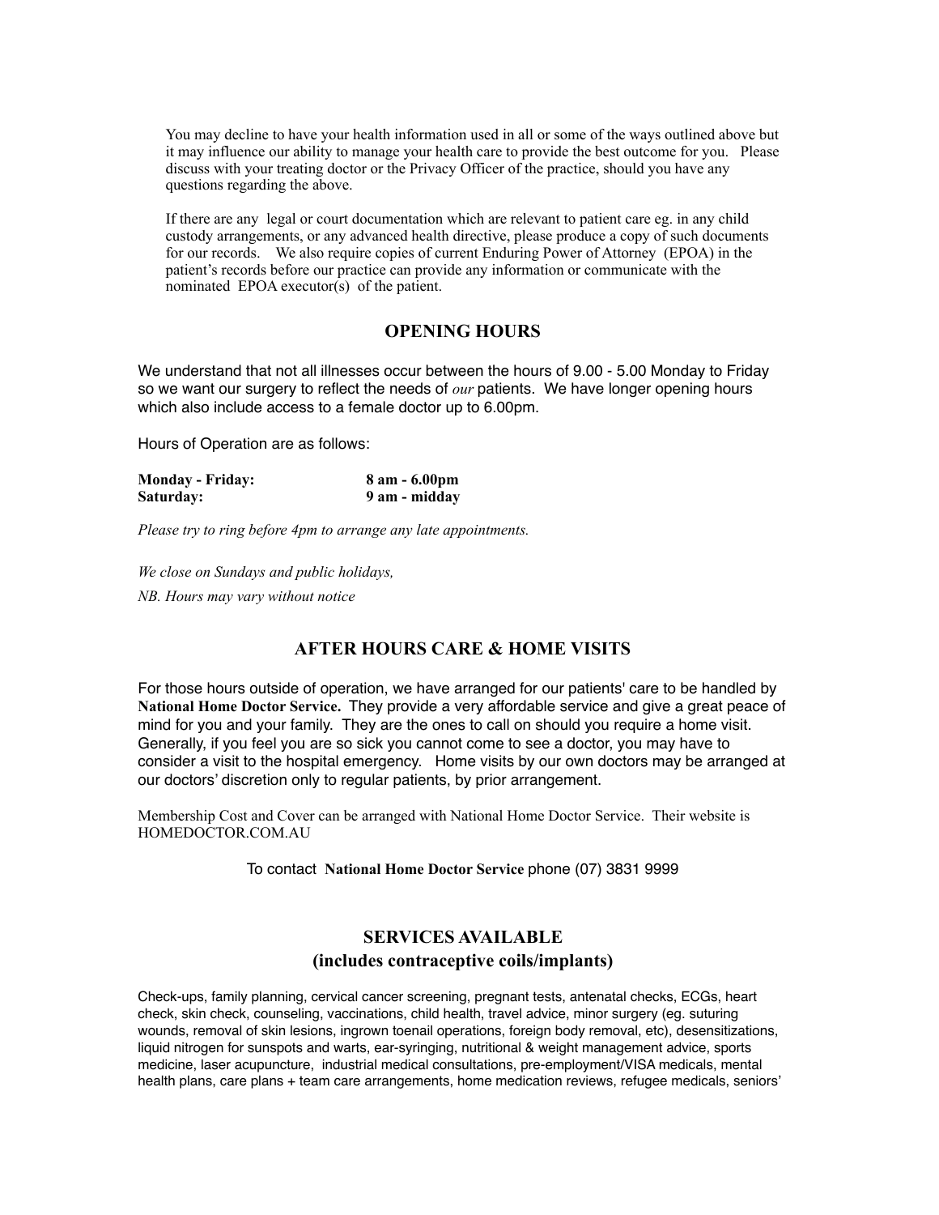You may decline to have your health information used in all or some of the ways outlined above but it may influence our ability to manage your health care to provide the best outcome for you. Please discuss with your treating doctor or the Privacy Officer of the practice, should you have any questions regarding the above.

If there are any legal or court documentation which are relevant to patient care eg. in any child custody arrangements, or any advanced health directive, please produce a copy of such documents for our records. We also require copies of current Enduring Power of Attorney (EPOA) in the patient's records before our practice can provide any information or communicate with the nominated EPOA executor(s) of the patient.

## OPENING HOURS

We understand that not all illnesses occur between the hours of 9.00 - 5.00 Monday to Friday so we want our surgery to reflect the needs of *our* patients. We have longer opening hours which also include access to a female doctor up to 6.00pm.

Hours of Operation are as follows:

| | |
|---|---|
| **Monday - Friday:** | **8 am - 6.00pm** |
| **Saturday:** | **9 am - midday** |

*Please try to ring before 4pm to arrange any late appointments.*

*We close on Sundays and public holidays,*

*NB. Hours may vary without notice*

## AFTER HOURS CARE & HOME VISITS

For those hours outside of operation, we have arranged for our patients' care to be handled by **National Home Doctor Service.** They provide a very affordable service and give a great peace of mind for you and your family. They are the ones to call on should you require a home visit. Generally, if you feel you are so sick you cannot come to see a doctor, you may have to consider a visit to the hospital emergency. Home visits by our own doctors may be arranged at our doctors' discretion only to regular patients, by prior arrangement.

Membership Cost and Cover can be arranged with National Home Doctor Service. Their website is HOMEDOCTOR.COM.AU

To contact **National Home Doctor Service** phone (07) 3831 9999

## SERVICES AVAILABLE
## (includes contraceptive coils/implants)

Check-ups, family planning, cervical cancer screening, pregnant tests, antenatal checks, ECGs, heart check, skin check, counseling, vaccinations, child health, travel advice, minor surgery (eg. suturing wounds, removal of skin lesions, ingrown toenail operations, foreign body removal, etc), desensitizations, liquid nitrogen for sunspots and warts, ear-syringing, nutritional & weight management advice, sports medicine, laser acupuncture, industrial medical consultations, pre-employment/VISA medicals, mental health plans, care plans + team care arrangements, home medication reviews, refugee medicals, seniors'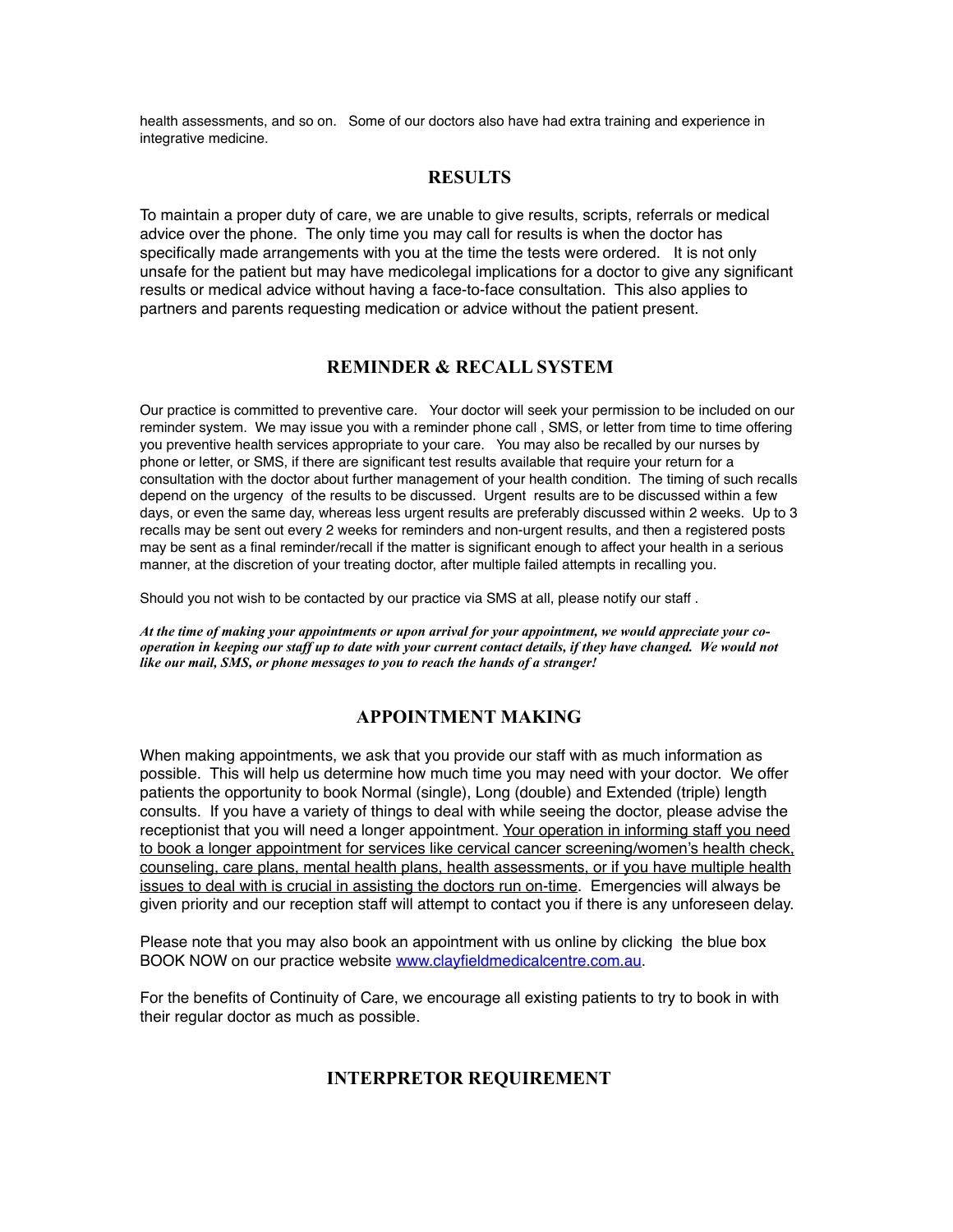health assessments, and so on.   Some of our doctors also have had extra training and experience in integrative medicine.

## RESULTS

To maintain a proper duty of care, we are unable to give results, scripts, referrals or medical advice over the phone.  The only time you may call for results is when the doctor has specifically made arrangements with you at the time the tests were ordered.   It is not only unsafe for the patient but may have medicolegal implications for a doctor to give any significant results or medical advice without having a face-to-face consultation.  This also applies to partners and parents requesting medication or advice without the patient present.

## REMINDER & RECALL SYSTEM

Our practice is committed to preventive care.   Your doctor will seek your permission to be included on our reminder system.  We may issue you with a reminder phone call , SMS, or letter from time to time offering you preventive health services appropriate to your care.   You may also be recalled by our nurses by phone or letter, or SMS, if there are significant test results available that require your return for a consultation with the doctor about further management of your health condition.  The timing of such recalls depend on the urgency  of the results to be discussed.  Urgent  results are to be discussed within a few days, or even the same day, whereas less urgent results are preferably discussed within 2 weeks.  Up to 3 recalls may be sent out every 2 weeks for reminders and non-urgent results, and then a registered posts may be sent as a final reminder/recall if the matter is significant enough to affect your health in a serious manner, at the discretion of your treating doctor, after multiple failed attempts in recalling you.

Should you not wish to be contacted by our practice via SMS at all, please notify our staff .

***At the time of making your appointments or upon arrival for your appointment, we would appreciate your co-operation in keeping our staff up to date with your current contact details, if they have changed.  We would not like our mail, SMS, or phone messages to you to reach the hands of a stranger!***

## APPOINTMENT MAKING

When making appointments, we ask that you provide our staff with as much information as possible.  This will help us determine how much time you may need with your doctor.  We offer patients the opportunity to book Normal (single), Long (double) and Extended (triple) length consults.  If you have a variety of things to deal with while seeing the doctor, please advise the receptionist that you will need a longer appointment. <u>Your operation in informing staff you need to book a longer appointment for services like cervical cancer screening/women's health check, counseling, care plans, mental health plans, health assessments, or if you have multiple health issues to deal with is crucial in assisting the doctors run on-time</u>.  Emergencies will always be given priority and our reception staff will attempt to contact you if there is any unforeseen delay.

Please note that you may also book an appointment with us online by clicking  the blue box BOOK NOW on our practice website [www.clayfieldmedicalcentre.com.au](http://www.clayfieldmedicalcentre.com.au).

For the benefits of Continuity of Care, we encourage all existing patients to try to book in with their regular doctor as much as possible.

## INTERPRETOR REQUIREMENT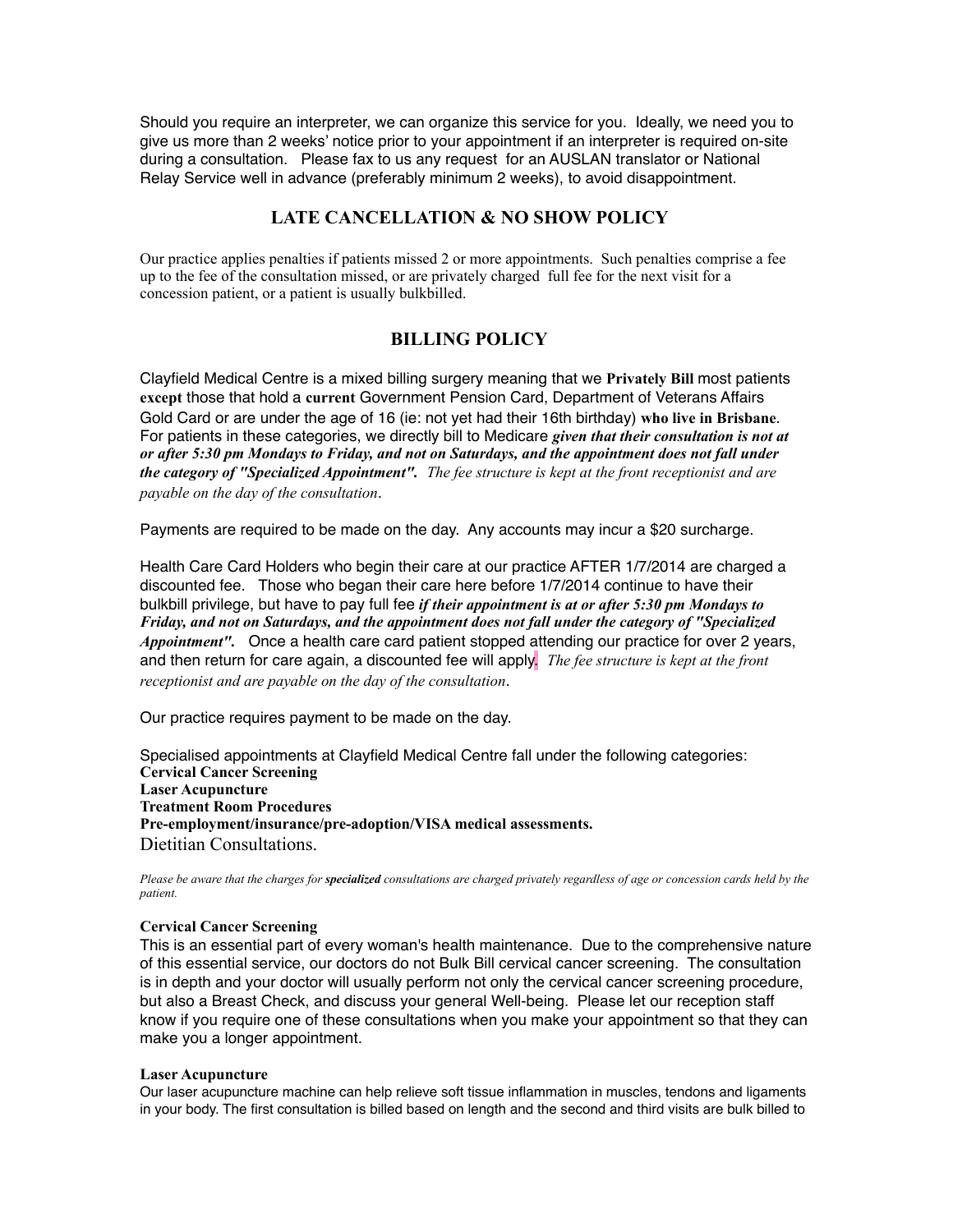Should you require an interpreter, we can organize this service for you. Ideally, we need you to give us more than 2 weeks' notice prior to your appointment if an interpreter is required on-site during a consultation. Please fax to us any request for an AUSLAN translator or National Relay Service well in advance (preferably minimum 2 weeks), to avoid disappointment.

## LATE CANCELLATION & NO SHOW POLICY

Our practice applies penalties if patients missed 2 or more appointments. Such penalties comprise a fee up to the fee of the consultation missed, or are privately charged full fee for the next visit for a concession patient, or a patient is usually bulkbilled.

## BILLING POLICY

Clayfield Medical Centre is a mixed billing surgery meaning that we **Privately Bill** most patients **except** those that hold a **current** Government Pension Card, Department of Veterans Affairs Gold Card or are under the age of 16 (ie: not yet had their 16th birthday) **who live in Brisbane**. For patients in these categories, we directly bill to Medicare ***given that their consultation is not at or after 5:30 pm Mondays to Friday, and not on Saturdays, and the appointment does not fall under the category of "Specialized Appointment".*** *The fee structure is kept at the front receptionist and are payable on the day of the consultation*.

Payments are required to be made on the day. Any accounts may incur a $20 surcharge.

Health Care Card Holders who begin their care at our practice AFTER 1/7/2014 are charged a discounted fee. Those who began their care here before 1/7/2014 continue to have their bulkbill privilege, but have to pay full fee ***if their appointment is at or after 5:30 pm Mondays to Friday, and not on Saturdays, and the appointment does not fall under the category of "Specialized Appointment".*** Once a health care card patient stopped attending our practice for over 2 years, and then return for care again, a discounted fee will apply. *The fee structure is kept at the front receptionist and are payable on the day of the consultation*.

Our practice requires payment to be made on the day.

Specialised appointments at Clayfield Medical Centre fall under the following categories:
**Cervical Cancer Screening**
**Laser Acupuncture**
**Treatment Room Procedures**
**Pre-employment/insurance/pre-adoption/VISA medical assessments.**
Dietitian Consultations.

*Please be aware that the charges for **specialized** consultations are charged privately regardless of age or concession cards held by the patient.*

**Cervical Cancer Screening**
This is an essential part of every woman's health maintenance. Due to the comprehensive nature of this essential service, our doctors do not Bulk Bill cervical cancer screening. The consultation is in depth and your doctor will usually perform not only the cervical cancer screening procedure, but also a Breast Check, and discuss your general Well-being. Please let our reception staff know if you require one of these consultations when you make your appointment so that they can make you a longer appointment.

**Laser Acupuncture**
Our laser acupuncture machine can help relieve soft tissue inflammation in muscles, tendons and ligaments in your body. The first consultation is billed based on length and the second and third visits are bulk billed to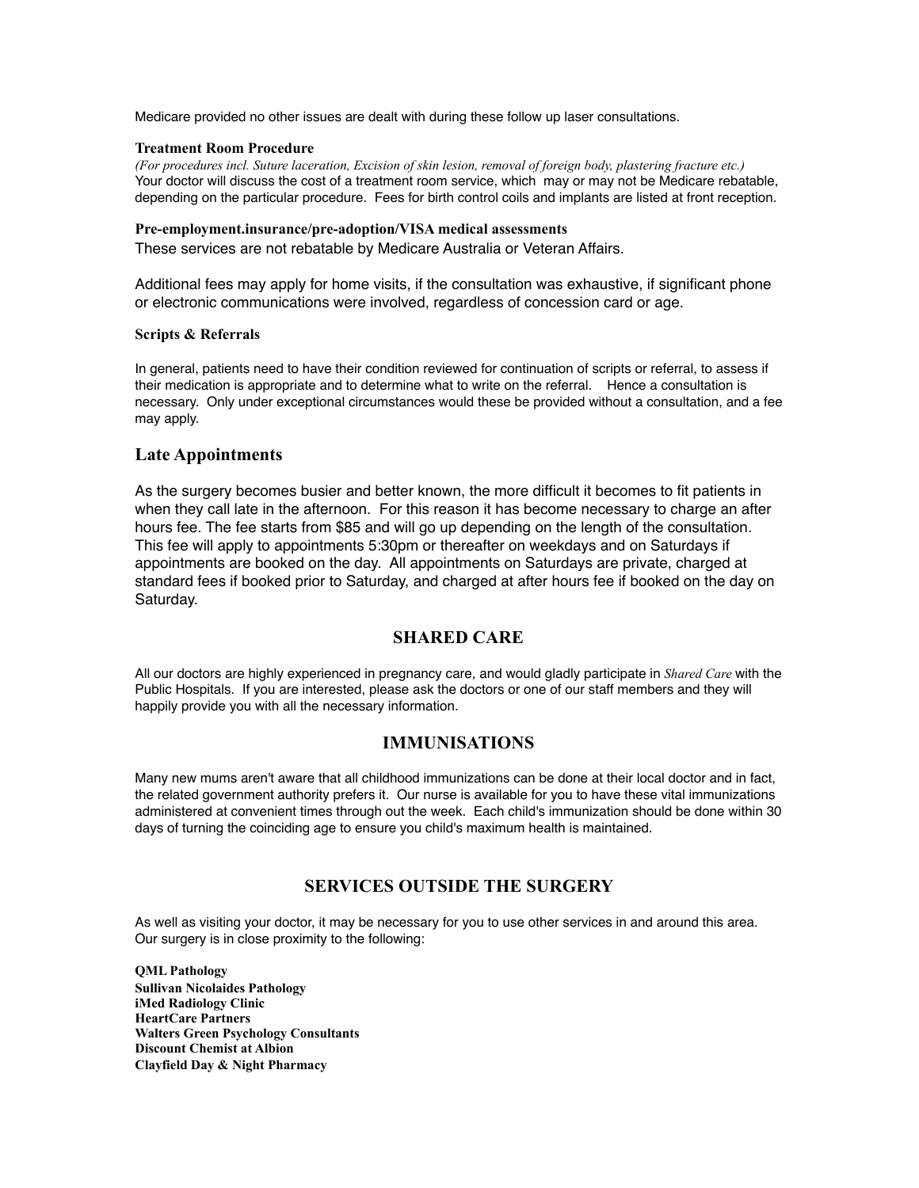Medicare provided no other issues are dealt with during these follow up laser consultations.

**Treatment Room Procedure**

*(For procedures incl. Suture laceration, Excision of skin lesion, removal of foreign body, plastering fracture etc.)*
Your doctor will discuss the cost of a treatment room service, which may or may not be Medicare rebatable, depending on the particular procedure. Fees for birth control coils and implants are listed at front reception.

**Pre-employment.insurance/pre-adoption/VISA medical assessments**

These services are not rebatable by Medicare Australia or Veteran Affairs.

Additional fees may apply for home visits, if the consultation was exhaustive, if significant phone or electronic communications were involved, regardless of concession card or age.

**Scripts & Referrals**

In general, patients need to have their condition reviewed for continuation of scripts or referral, to assess if their medication is appropriate and to determine what to write on the referral. Hence a consultation is necessary. Only under exceptional circumstances would these be provided without a consultation, and a fee may apply.

## Late Appointments

As the surgery becomes busier and better known, the more difficult it becomes to fit patients in when they call late in the afternoon. For this reason it has become necessary to charge an after hours fee. The fee starts from $85 and will go up depending on the length of the consultation. This fee will apply to appointments 5:30pm or thereafter on weekdays and on Saturdays if appointments are booked on the day. All appointments on Saturdays are private, charged at standard fees if booked prior to Saturday, and charged at after hours fee if booked on the day on Saturday.

## SHARED CARE

All our doctors are highly experienced in pregnancy care, and would gladly participate in *Shared Care* with the Public Hospitals. If you are interested, please ask the doctors or one of our staff members and they will happily provide you with all the necessary information.

## IMMUNISATIONS

Many new mums aren't aware that all childhood immunizations can be done at their local doctor and in fact, the related government authority prefers it. Our nurse is available for you to have these vital immunizations administered at convenient times through out the week. Each child's immunization should be done within 30 days of turning the coinciding age to ensure you child's maximum health is maintained.

## SERVICES OUTSIDE THE SURGERY

As well as visiting your doctor, it may be necessary for you to use other services in and around this area. Our surgery is in close proximity to the following:

**QML Pathology**
**Sullivan Nicolaides Pathology**
**iMed Radiology Clinic**
**HeartCare Partners**
**Walters Green Psychology Consultants**
**Discount Chemist at Albion**
**Clayfield Day & Night Pharmacy**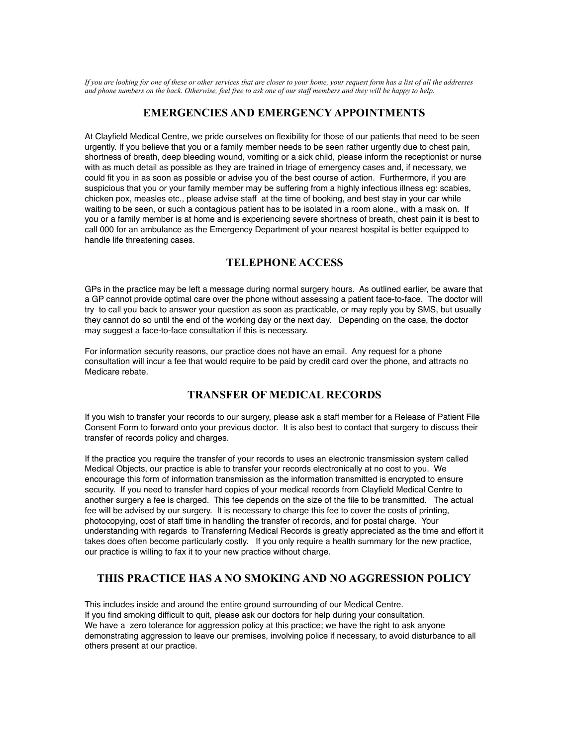*If you are looking for one of these or other services that are closer to your home, your request form has a list of all the addresses and phone numbers on the back. Otherwise, feel free to ask one of our staff members and they will be happy to help.*

## EMERGENCIES AND EMERGENCY APPOINTMENTS

At Clayfield Medical Centre, we pride ourselves on flexibility for those of our patients that need to be seen urgently. If you believe that you or a family member needs to be seen rather urgently due to chest pain, shortness of breath, deep bleeding wound, vomiting or a sick child, please inform the receptionist or nurse with as much detail as possible as they are trained in triage of emergency cases and, if necessary, we could fit you in as soon as possible or advise you of the best course of action. Furthermore, if you are suspicious that you or your family member may be suffering from a highly infectious illness eg: scabies, chicken pox, measles etc., please advise staff at the time of booking, and best stay in your car while waiting to be seen, or such a contagious patient has to be isolated in a room alone., with a mask on. If you or a family member is at home and is experiencing severe shortness of breath, chest pain it is best to call 000 for an ambulance as the Emergency Department of your nearest hospital is better equipped to handle life threatening cases.

## TELEPHONE ACCESS

GPs in the practice may be left a message during normal surgery hours. As outlined earlier, be aware that a GP cannot provide optimal care over the phone without assessing a patient face-to-face. The doctor will try to call you back to answer your question as soon as practicable, or may reply you by SMS, but usually they cannot do so until the end of the working day or the next day. Depending on the case, the doctor may suggest a face-to-face consultation if this is necessary.

For information security reasons, our practice does not have an email. Any request for a phone consultation will incur a fee that would require to be paid by credit card over the phone, and attracts no Medicare rebate.

## TRANSFER OF MEDICAL RECORDS

If you wish to transfer your records to our surgery, please ask a staff member for a Release of Patient File Consent Form to forward onto your previous doctor. It is also best to contact that surgery to discuss their transfer of records policy and charges.

If the practice you require the transfer of your records to uses an electronic transmission system called Medical Objects, our practice is able to transfer your records electronically at no cost to you. We encourage this form of information transmission as the information transmitted is encrypted to ensure security. If you need to transfer hard copies of your medical records from Clayfield Medical Centre to another surgery a fee is charged. This fee depends on the size of the file to be transmitted. The actual fee will be advised by our surgery. It is necessary to charge this fee to cover the costs of printing, photocopying, cost of staff time in handling the transfer of records, and for postal charge. Your understanding with regards to Transferring Medical Records is greatly appreciated as the time and effort it takes does often become particularly costly. If you only require a health summary for the new practice, our practice is willing to fax it to your new practice without charge.

## THIS PRACTICE HAS A NO SMOKING AND NO AGGRESSION POLICY

This includes inside and around the entire ground surrounding of our Medical Centre.
If you find smoking difficult to quit, please ask our doctors for help during your consultation.
We have a zero tolerance for aggression policy at this practice; we have the right to ask anyone demonstrating aggression to leave our premises, involving police if necessary, to avoid disturbance to all others present at our practice.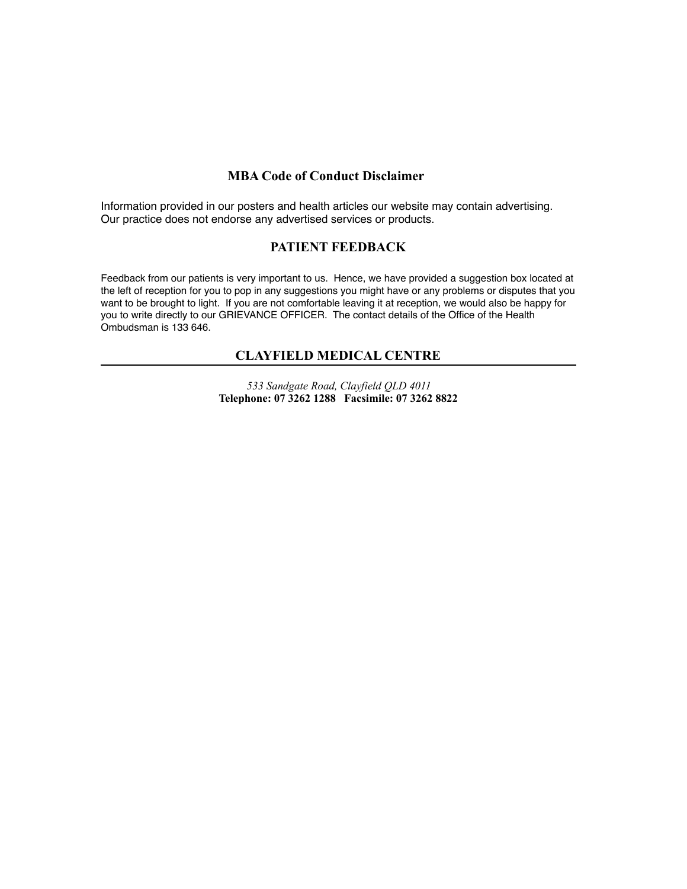## MBA Code of Conduct Disclaimer

Information provided in our posters and health articles our website may contain advertising. Our practice does not endorse any advertised services or products.

## PATIENT FEEDBACK

Feedback from our patients is very important to us. Hence, we have provided a suggestion box located at the left of reception for you to pop in any suggestions you might have or any problems or disputes that you want to be brought to light. If you are not comfortable leaving it at reception, we would also be happy for you to write directly to our GRIEVANCE OFFICER. The contact details of the Office of the Health Ombudsman is 133 646.

## CLAYFIELD MEDICAL CENTRE

*533 Sandgate Road, Clayfield QLD 4011*

**Telephone: 07 3262 1288   Facsimile: 07 3262 8822**